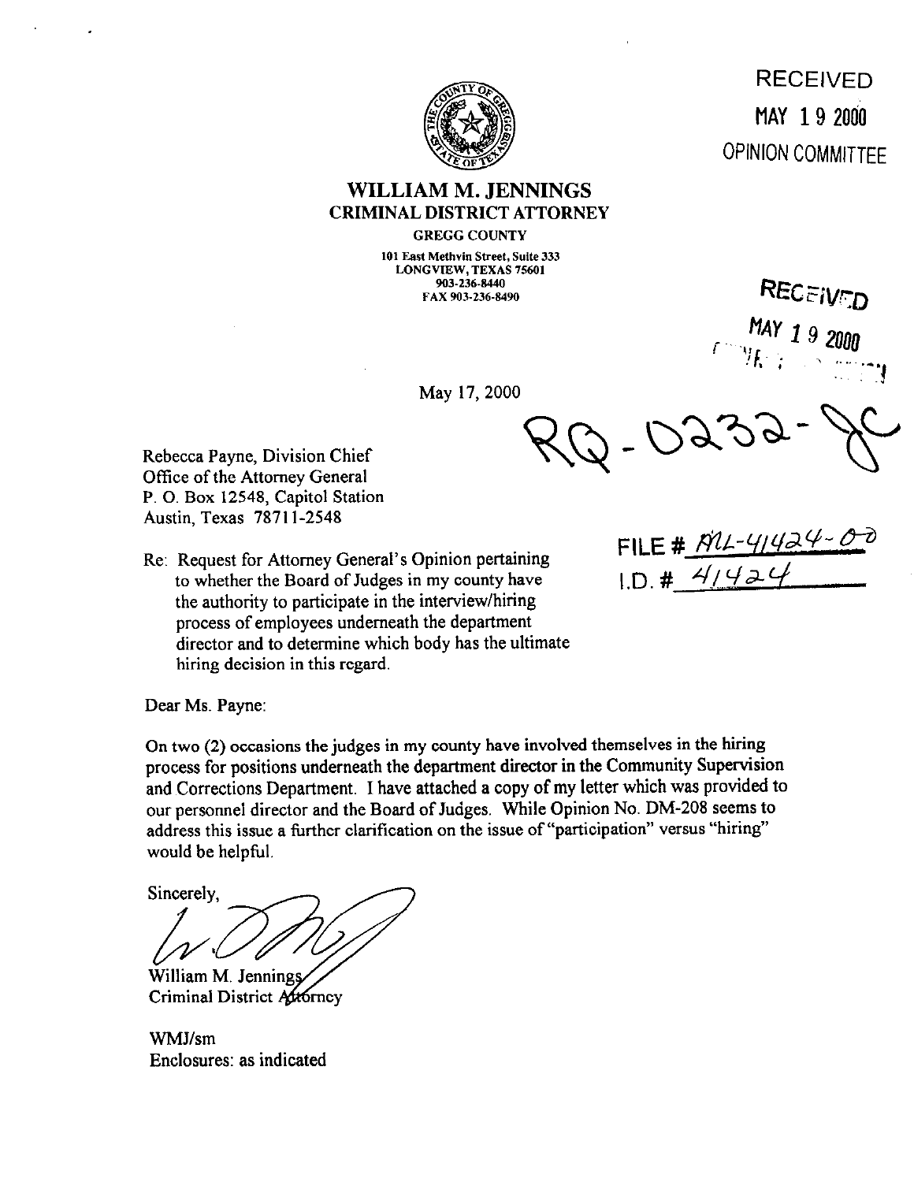RECEIVED
MAY 19 2000
OPINION COMMITTEE

# WILLIAM M. JENNINGS
## CRIMINAL DISTRICT ATTORNEY

GREGG COUNTY

101 East Methvin Street, Suite 333
LONGVIEW, TEXAS 75601
903-236-8440
FAX 903-236-8490

RECEIVED
MAY 19 2000

May 17, 2000

RQ-0232-JC

Rebecca Payne, Division Chief
Office of the Attorney General
P. O. Box 12548, Capitol Station
Austin, Texas 78711-2548

FILE # ML-41424-00
I.D. # 41424

Re: Request for Attorney General's Opinion pertaining to whether the Board of Judges in my county have the authority to participate in the interview/hiring process of employees underneath the department director and to determine which body has the ultimate hiring decision in this regard.

Dear Ms. Payne:

On two (2) occasions the judges in my county have involved themselves in the hiring process for positions underneath the department director in the Community Supervision and Corrections Department. I have attached a copy of my letter which was provided to our personnel director and the Board of Judges. While Opinion No. DM-208 seems to address this issue a further clarification on the issue of "participation" versus "hiring" would be helpful.

Sincerely,

William M. Jennings
Criminal District Attorney

WMJ/sm
Enclosures: as indicated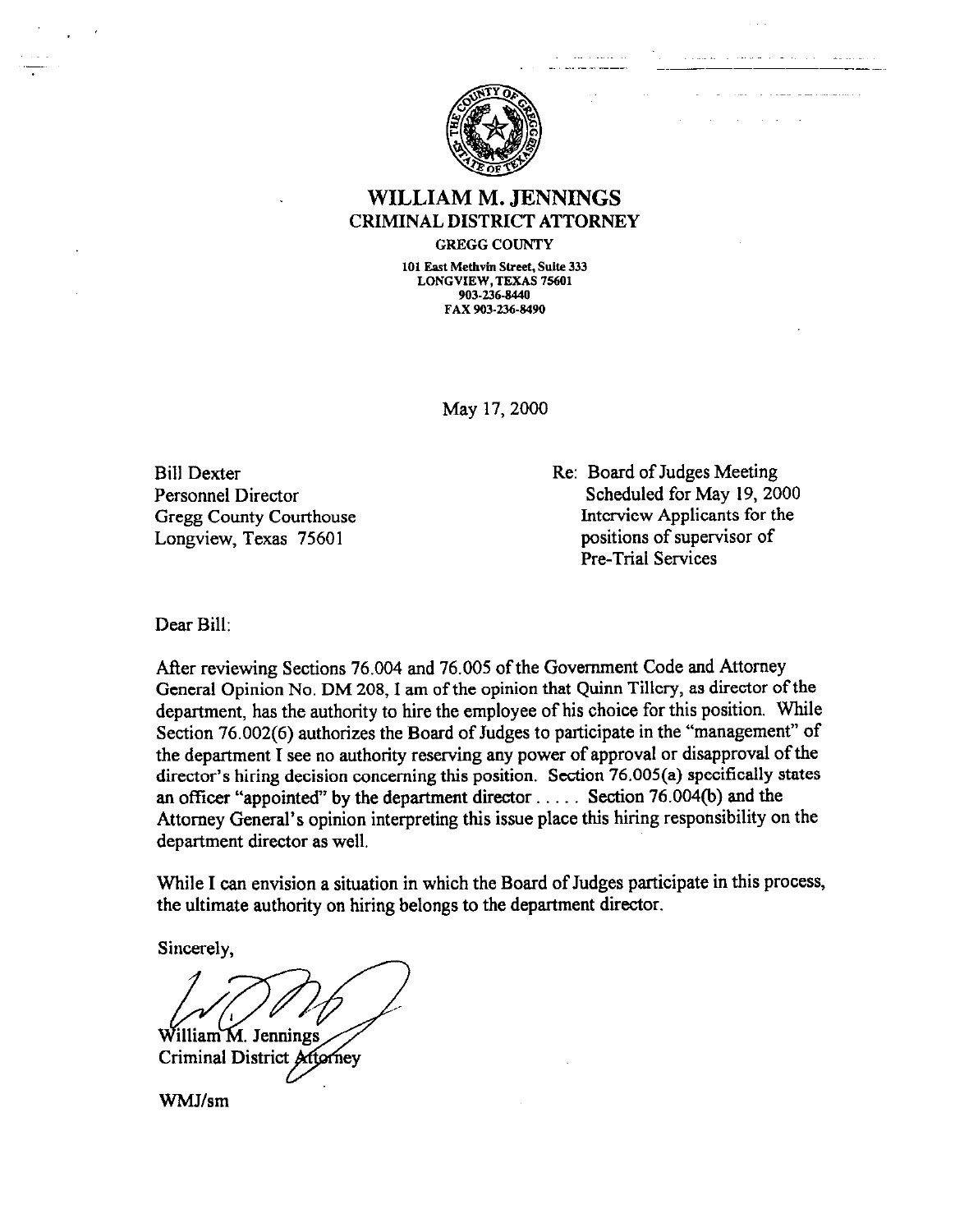# WILLIAM M. JENNINGS
## CRIMINAL DISTRICT ATTORNEY

GREGG COUNTY

101 East Methvin Street, Suite 333
LONGVIEW, TEXAS 75601
903-236-8440
FAX 903-236-8490

May 17, 2000

Bill Dexter
Personnel Director
Gregg County Courthouse
Longview, Texas 75601

Re: Board of Judges Meeting
Scheduled for May 19, 2000
Interview Applicants for the
positions of supervisor of
Pre-Trial Services

Dear Bill:

After reviewing Sections 76.004 and 76.005 of the Government Code and Attorney General Opinion No. DM 208, I am of the opinion that Quinn Tillery, as director of the department, has the authority to hire the employee of his choice for this position. While Section 76.002(6) authorizes the Board of Judges to participate in the "management" of the department I see no authority reserving any power of approval or disapproval of the director's hiring decision concerning this position. Section 76.005(a) specifically states an officer "appointed" by the department director . . . . . Section 76.004(b) and the Attorney General's opinion interpreting this issue place this hiring responsibility on the department director as well.

While I can envision a situation in which the Board of Judges participate in this process, the ultimate authority on hiring belongs to the department director.

Sincerely,

William M. Jennings
Criminal District Attorney

WMJ/sm